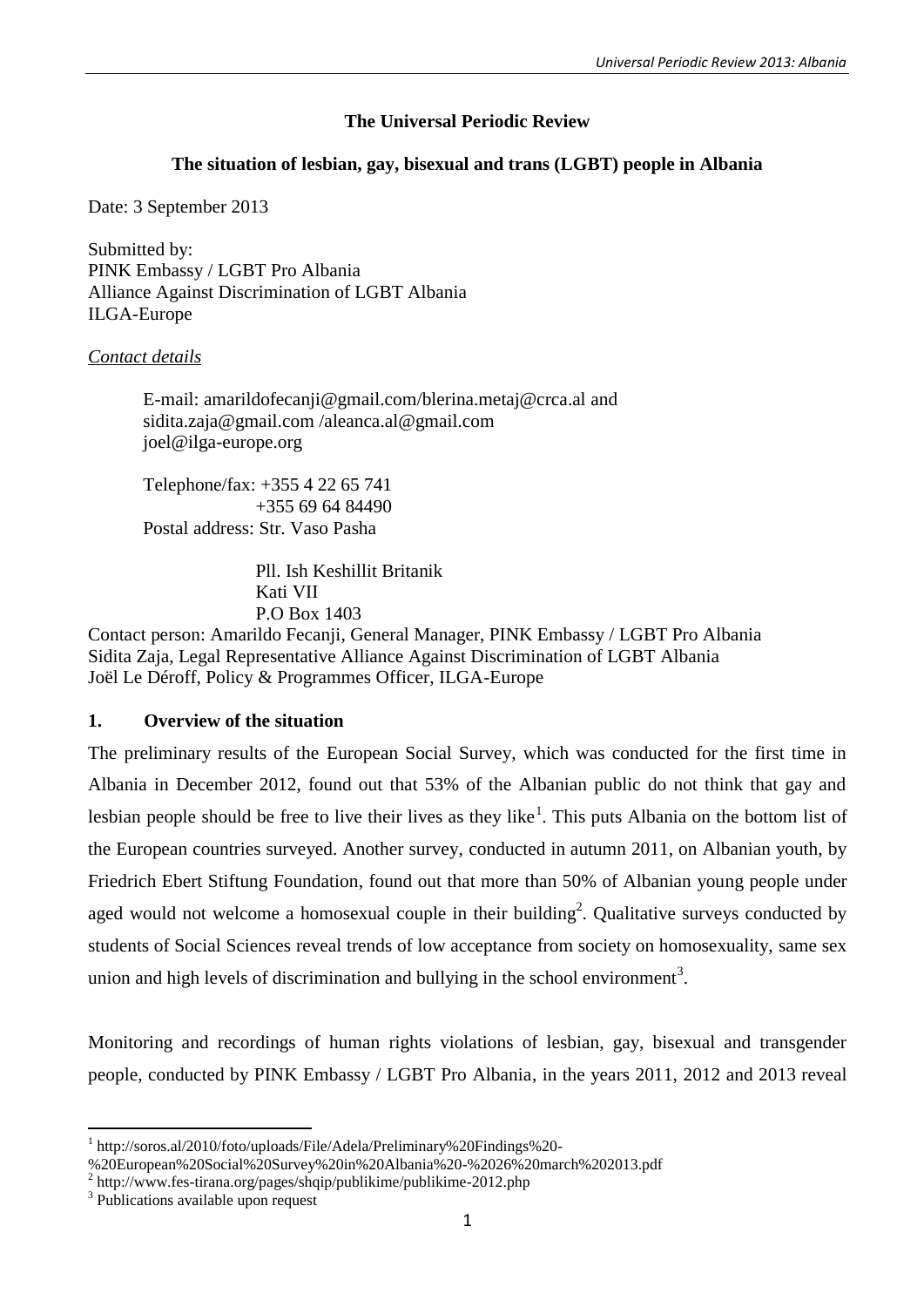**The Universal Periodic Review**

**The situation of lesbian, gay, bisexual and trans (LGBT) people in Albania**

Date: 3 September 2013

Submitted by:
PINK Embassy / LGBT Pro Albania
Alliance Against Discrimination of LGBT Albania
ILGA-Europe

*Contact details*

E-mail: amarildofecanji@gmail.com/blerina.metaj@crca.al and sidita.zaja@gmail.com /aleanca.al@gmail.com
joel@ilga-europe.org

Telephone/fax: +355 4 22 65 741
+355 69 64 84490
Postal address: Str. Vaso Pasha

Pll. Ish Keshillit Britanik
Kati VII
P.O Box 1403

Contact person: Amarildo Fecanji, General Manager, PINK Embassy / LGBT Pro Albania
Sidita Zaja, Legal Representative Alliance Against Discrimination of LGBT Albania
Joël Le Déroff, Policy & Programmes Officer, ILGA-Europe

## 1. Overview of the situation

The preliminary results of the European Social Survey, which was conducted for the first time in Albania in December 2012, found out that 53% of the Albanian public do not think that gay and lesbian people should be free to live their lives as they like[1]. This puts Albania on the bottom list of the European countries surveyed. Another survey, conducted in autumn 2011, on Albanian youth, by Friedrich Ebert Stiftung Foundation, found out that more than 50% of Albanian young people under aged would not welcome a homosexual couple in their building[2]. Qualitative surveys conducted by students of Social Sciences reveal trends of low acceptance from society on homosexuality, same sex union and high levels of discrimination and bullying in the school environment[3].

Monitoring and recordings of human rights violations of lesbian, gay, bisexual and transgender people, conducted by PINK Embassy / LGBT Pro Albania, in the years 2011, 2012 and 2013 reveal

---

[1] http://soros.al/2010/foto/uploads/File/Adela/Preliminary%20Findings%20-%20European%20Social%20Survey%20in%20Albania%20-%2026%20march%202013.pdf

[2] http://www.fes-tirana.org/pages/shqip/publikime/publikime-2012.php

[3] Publications available upon request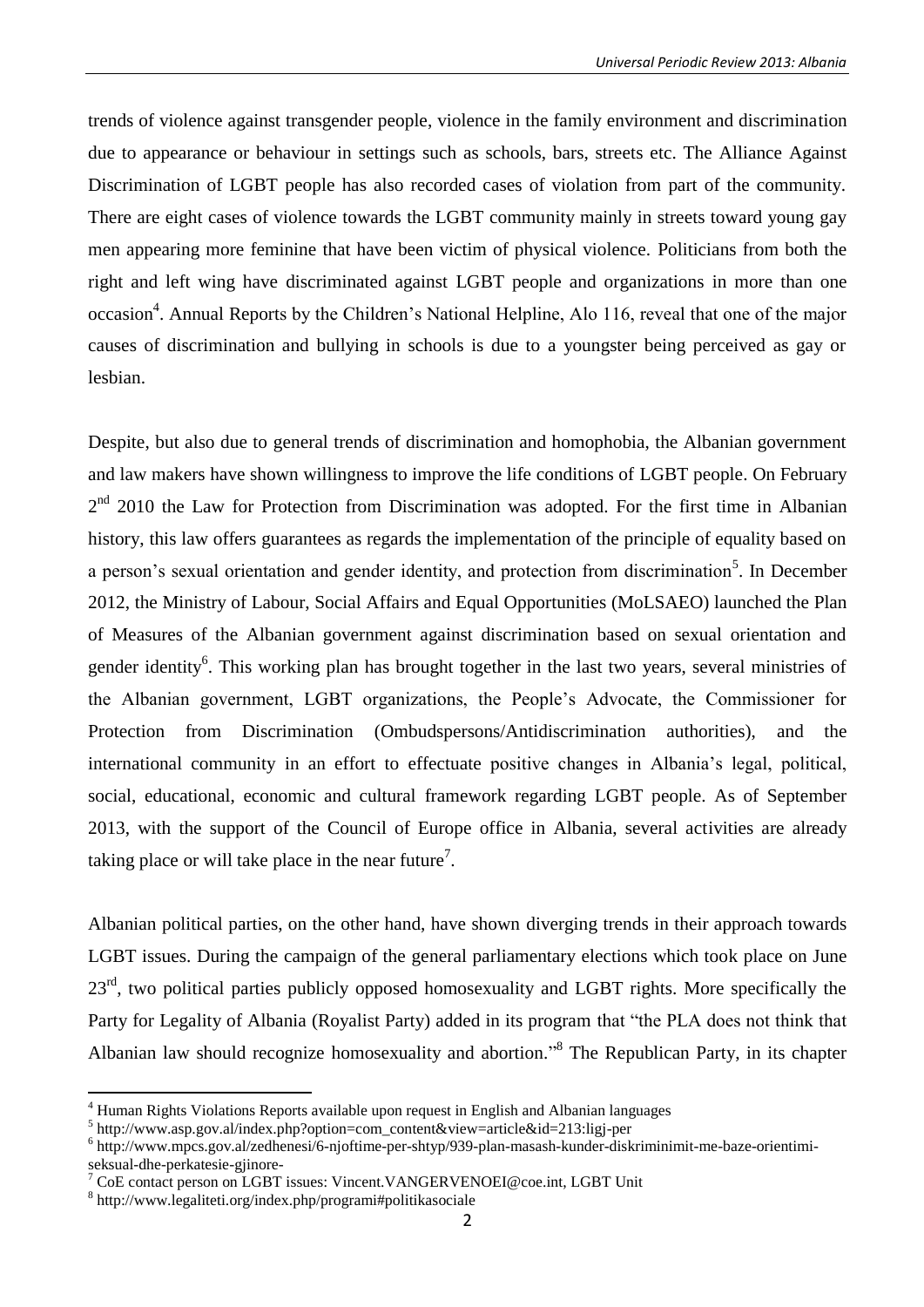trends of violence against transgender people, violence in the family environment and discrimination due to appearance or behaviour in settings such as schools, bars, streets etc. The Alliance Against Discrimination of LGBT people has also recorded cases of violation from part of the community. There are eight cases of violence towards the LGBT community mainly in streets toward young gay men appearing more feminine that have been victim of physical violence. Politicians from both the right and left wing have discriminated against LGBT people and organizations in more than one occasion[4]. Annual Reports by the Children's National Helpline, Alo 116, reveal that one of the major causes of discrimination and bullying in schools is due to a youngster being perceived as gay or lesbian.

Despite, but also due to general trends of discrimination and homophobia, the Albanian government and law makers have shown willingness to improve the life conditions of LGBT people. On February 2nd 2010 the Law for Protection from Discrimination was adopted. For the first time in Albanian history, this law offers guarantees as regards the implementation of the principle of equality based on a person's sexual orientation and gender identity, and protection from discrimination[5]. In December 2012, the Ministry of Labour, Social Affairs and Equal Opportunities (MoLSAEO) launched the Plan of Measures of the Albanian government against discrimination based on sexual orientation and gender identity[6]. This working plan has brought together in the last two years, several ministries of the Albanian government, LGBT organizations, the People's Advocate, the Commissioner for Protection from Discrimination (Ombudspersons/Antidiscrimination authorities), and the international community in an effort to effectuate positive changes in Albania's legal, political, social, educational, economic and cultural framework regarding LGBT people. As of September 2013, with the support of the Council of Europe office in Albania, several activities are already taking place or will take place in the near future[7].

Albanian political parties, on the other hand, have shown diverging trends in their approach towards LGBT issues. During the campaign of the general parliamentary elections which took place on June 23rd, two political parties publicly opposed homosexuality and LGBT rights. More specifically the Party for Legality of Albania (Royalist Party) added in its program that "the PLA does not think that Albanian law should recognize homosexuality and abortion."[8] The Republican Party, in its chapter

---

[4] Human Rights Violations Reports available upon request in English and Albanian languages

[5] http://www.asp.gov.al/index.php?option=com_content&view=article&id=213:ligj-per

[6] http://www.mpcs.gov.al/zedhenesi/6-njoftime-per-shtyp/939-plan-masash-kunder-diskriminimit-me-baze-orientimi-seksual-dhe-perkatesie-gjinore-

[7] CoE contact person on LGBT issues: Vincent.VANGERVENOEI@coe.int, LGBT Unit

[8] http://www.legaliteti.org/index.php/programi#politikasociale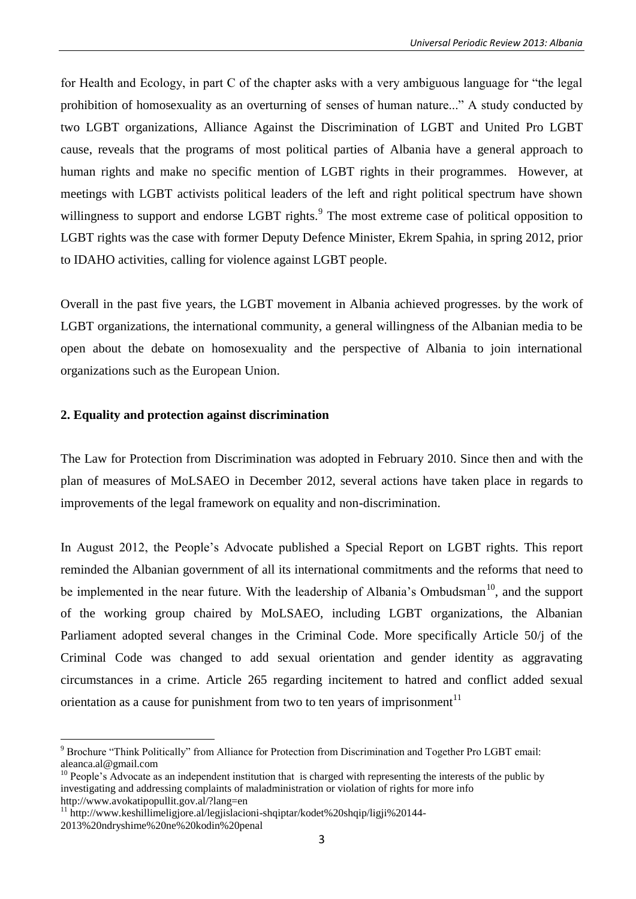for Health and Ecology, in part C of the chapter asks with a very ambiguous language for "the legal prohibition of homosexuality as an overturning of senses of human nature..." A study conducted by two LGBT organizations, Alliance Against the Discrimination of LGBT and United Pro LGBT cause, reveals that the programs of most political parties of Albania have a general approach to human rights and make no specific mention of LGBT rights in their programmes. However, at meetings with LGBT activists political leaders of the left and right political spectrum have shown willingness to support and endorse LGBT rights.[9] The most extreme case of political opposition to LGBT rights was the case with former Deputy Defence Minister, Ekrem Spahia, in spring 2012, prior to IDAHO activities, calling for violence against LGBT people.

Overall in the past five years, the LGBT movement in Albania achieved progresses. by the work of LGBT organizations, the international community, a general willingness of the Albanian media to be open about the debate on homosexuality and the perspective of Albania to join international organizations such as the European Union.

**2. Equality and protection against discrimination**

The Law for Protection from Discrimination was adopted in February 2010. Since then and with the plan of measures of MoLSAEO in December 2012, several actions have taken place in regards to improvements of the legal framework on equality and non-discrimination.

In August 2012, the People's Advocate published a Special Report on LGBT rights. This report reminded the Albanian government of all its international commitments and the reforms that need to be implemented in the near future. With the leadership of Albania's Ombudsman[10], and the support of the working group chaired by MoLSAEO, including LGBT organizations, the Albanian Parliament adopted several changes in the Criminal Code. More specifically Article 50/j of the Criminal Code was changed to add sexual orientation and gender identity as aggravating circumstances in a crime. Article 265 regarding incitement to hatred and conflict added sexual orientation as a cause for punishment from two to ten years of imprisonment[11]

---

[9] Brochure "Think Politically" from Alliance for Protection from Discrimination and Together Pro LGBT email: aleanca.al@gmail.com

[10] People's Advocate as an independent institution that is charged with representing the interests of the public by investigating and addressing complaints of maladministration or violation of rights for more info http://www.avokatipopullit.gov.al/?lang=en

[11] http://www.keshillimeligjore.al/legjislacioni-shqiptar/kodet%20shqip/ligji%20144-2013%20ndryshime%20ne%20kodin%20penal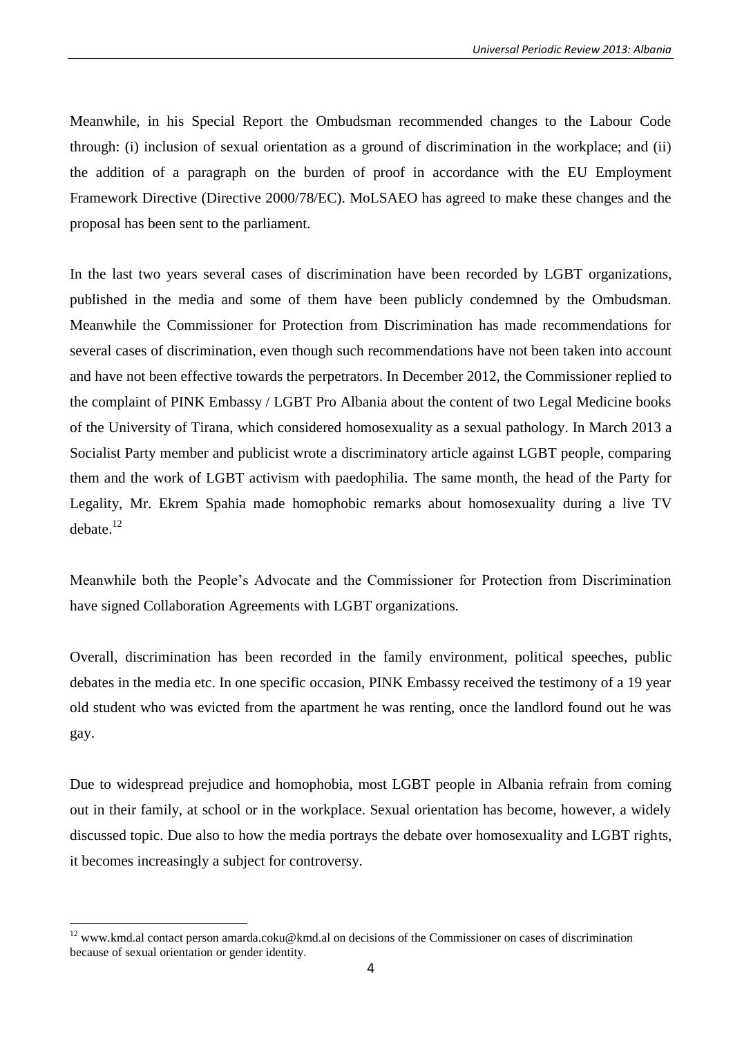Meanwhile, in his Special Report the Ombudsman recommended changes to the Labour Code through: (i) inclusion of sexual orientation as a ground of discrimination in the workplace; and (ii) the addition of a paragraph on the burden of proof in accordance with the EU Employment Framework Directive (Directive 2000/78/EC). MoLSAEO has agreed to make these changes and the proposal has been sent to the parliament.

In the last two years several cases of discrimination have been recorded by LGBT organizations, published in the media and some of them have been publicly condemned by the Ombudsman. Meanwhile the Commissioner for Protection from Discrimination has made recommendations for several cases of discrimination, even though such recommendations have not been taken into account and have not been effective towards the perpetrators. In December 2012, the Commissioner replied to the complaint of PINK Embassy / LGBT Pro Albania about the content of two Legal Medicine books of the University of Tirana, which considered homosexuality as a sexual pathology. In March 2013 a Socialist Party member and publicist wrote a discriminatory article against LGBT people, comparing them and the work of LGBT activism with paedophilia. The same month, the head of the Party for Legality, Mr. Ekrem Spahia made homophobic remarks about homosexuality during a live TV debate.[12]

Meanwhile both the People's Advocate and the Commissioner for Protection from Discrimination have signed Collaboration Agreements with LGBT organizations.

Overall, discrimination has been recorded in the family environment, political speeches, public debates in the media etc. In one specific occasion, PINK Embassy received the testimony of a 19 year old student who was evicted from the apartment he was renting, once the landlord found out he was gay.

Due to widespread prejudice and homophobia, most LGBT people in Albania refrain from coming out in their family, at school or in the workplace. Sexual orientation has become, however, a widely discussed topic. Due also to how the media portrays the debate over homosexuality and LGBT rights, it becomes increasingly a subject for controversy.

---

[12] www.kmd.al contact person amarda.coku@kmd.al on decisions of the Commissioner on cases of discrimination because of sexual orientation or gender identity.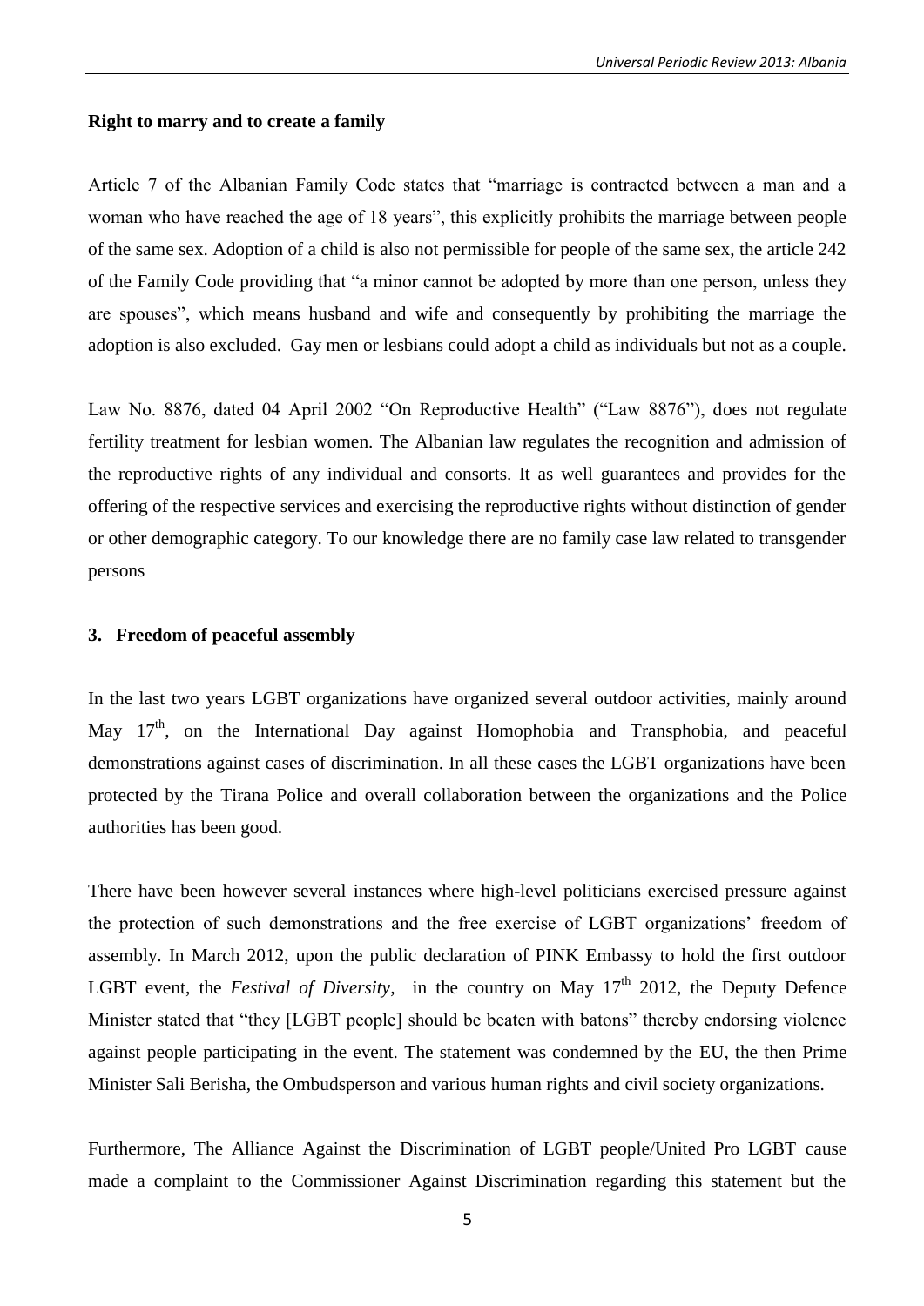**Right to marry and to create a family**

Article 7 of the Albanian Family Code states that "marriage is contracted between a man and a woman who have reached the age of 18 years", this explicitly prohibits the marriage between people of the same sex. Adoption of a child is also not permissible for people of the same sex, the article 242 of the Family Code providing that "a minor cannot be adopted by more than one person, unless they are spouses", which means husband and wife and consequently by prohibiting the marriage the adoption is also excluded. Gay men or lesbians could adopt a child as individuals but not as a couple.

Law No. 8876, dated 04 April 2002 "On Reproductive Health" ("Law 8876"), does not regulate fertility treatment for lesbian women. The Albanian law regulates the recognition and admission of the reproductive rights of any individual and consorts. It as well guarantees and provides for the offering of the respective services and exercising the reproductive rights without distinction of gender or other demographic category. To our knowledge there are no family case law related to transgender persons

## 3. Freedom of peaceful assembly

In the last two years LGBT organizations have organized several outdoor activities, mainly around May 17th, on the International Day against Homophobia and Transphobia, and peaceful demonstrations against cases of discrimination. In all these cases the LGBT organizations have been protected by the Tirana Police and overall collaboration between the organizations and the Police authorities has been good.

There have been however several instances where high-level politicians exercised pressure against the protection of such demonstrations and the free exercise of LGBT organizations' freedom of assembly. In March 2012, upon the public declaration of PINK Embassy to hold the first outdoor LGBT event, the *Festival of Diversity,* in the country on May 17th 2012, the Deputy Defence Minister stated that "they [LGBT people] should be beaten with batons" thereby endorsing violence against people participating in the event. The statement was condemned by the EU, the then Prime Minister Sali Berisha, the Ombudsperson and various human rights and civil society organizations.

Furthermore, The Alliance Against the Discrimination of LGBT people/United Pro LGBT cause made a complaint to the Commissioner Against Discrimination regarding this statement but the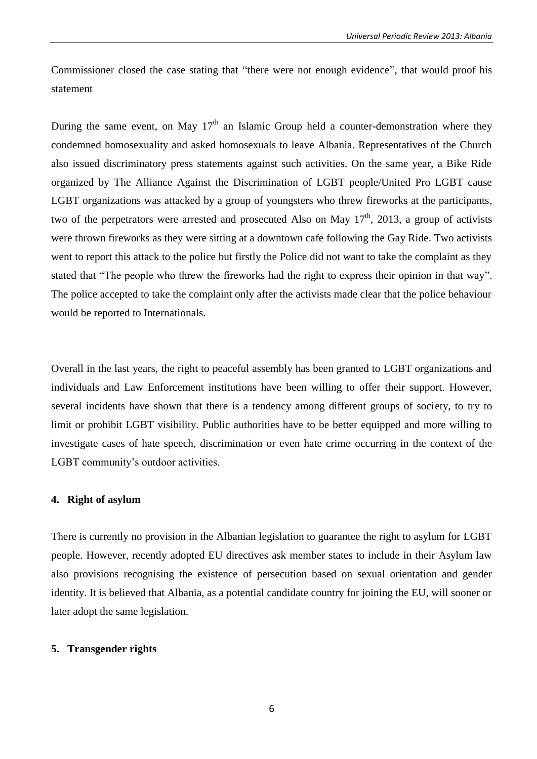Commissioner closed the case stating that "there were not enough evidence", that would proof his statement

During the same event, on May 17th an Islamic Group held a counter-demonstration where they condemned homosexuality and asked homosexuals to leave Albania. Representatives of the Church also issued discriminatory press statements against such activities. On the same year, a Bike Ride organized by The Alliance Against the Discrimination of LGBT people/United Pro LGBT cause LGBT organizations was attacked by a group of youngsters who threw fireworks at the participants, two of the perpetrators were arrested and prosecuted Also on May 17th, 2013, a group of activists were thrown fireworks as they were sitting at a downtown cafe following the Gay Ride. Two activists went to report this attack to the police but firstly the Police did not want to take the complaint as they stated that "The people who threw the fireworks had the right to express their opinion in that way". The police accepted to take the complaint only after the activists made clear that the police behaviour would be reported to Internationals.

Overall in the last years, the right to peaceful assembly has been granted to LGBT organizations and individuals and Law Enforcement institutions have been willing to offer their support. However, several incidents have shown that there is a tendency among different groups of society, to try to limit or prohibit LGBT visibility. Public authorities have to be better equipped and more willing to investigate cases of hate speech, discrimination or even hate crime occurring in the context of the LGBT community's outdoor activities.

## 4. Right of asylum

There is currently no provision in the Albanian legislation to guarantee the right to asylum for LGBT people. However, recently adopted EU directives ask member states to include in their Asylum law also provisions recognising the existence of persecution based on sexual orientation and gender identity. It is believed that Albania, as a potential candidate country for joining the EU, will sooner or later adopt the same legislation.

## 5. Transgender rights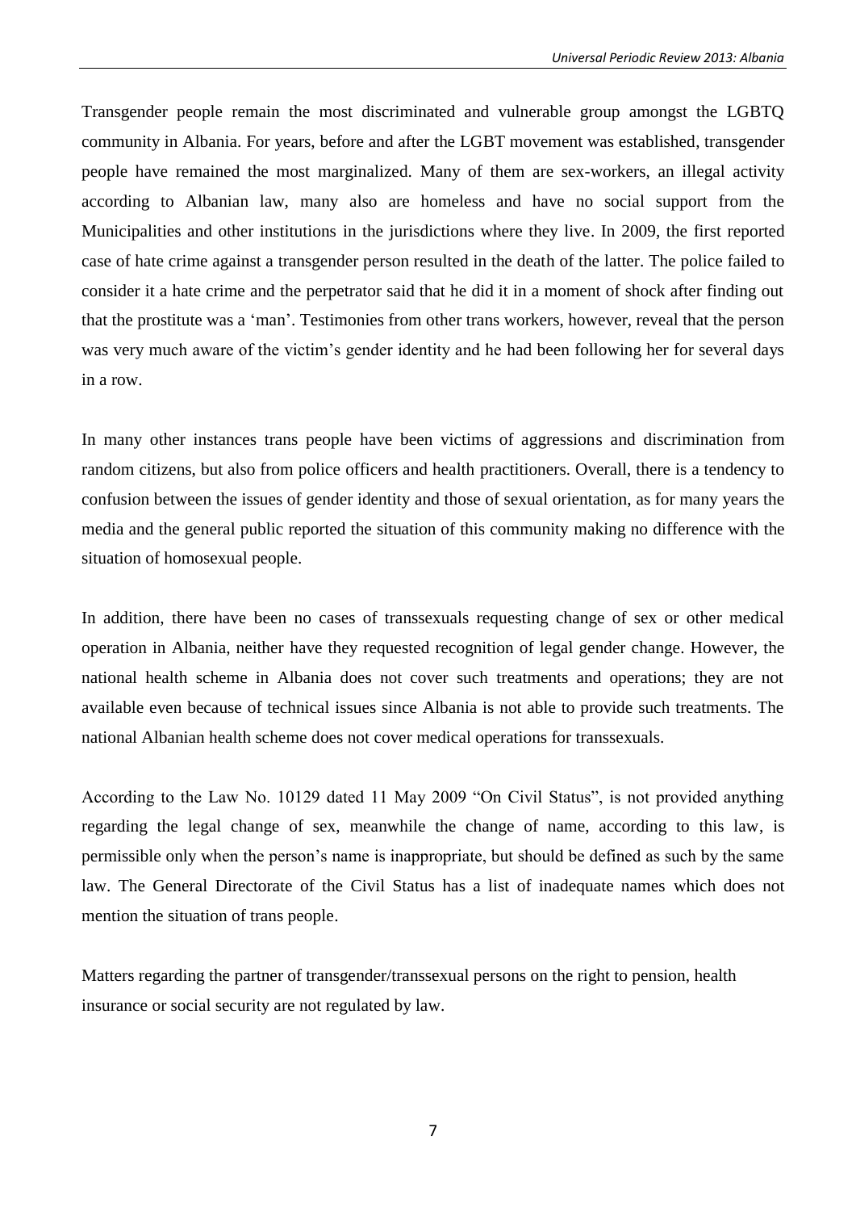Transgender people remain the most discriminated and vulnerable group amongst the LGBTQ community in Albania. For years, before and after the LGBT movement was established, transgender people have remained the most marginalized. Many of them are sex-workers, an illegal activity according to Albanian law, many also are homeless and have no social support from the Municipalities and other institutions in the jurisdictions where they live. In 2009, the first reported case of hate crime against a transgender person resulted in the death of the latter. The police failed to consider it a hate crime and the perpetrator said that he did it in a moment of shock after finding out that the prostitute was a 'man'. Testimonies from other trans workers, however, reveal that the person was very much aware of the victim's gender identity and he had been following her for several days in a row.

In many other instances trans people have been victims of aggressions and discrimination from random citizens, but also from police officers and health practitioners. Overall, there is a tendency to confusion between the issues of gender identity and those of sexual orientation, as for many years the media and the general public reported the situation of this community making no difference with the situation of homosexual people.

In addition, there have been no cases of transsexuals requesting change of sex or other medical operation in Albania, neither have they requested recognition of legal gender change. However, the national health scheme in Albania does not cover such treatments and operations; they are not available even because of technical issues since Albania is not able to provide such treatments. The national Albanian health scheme does not cover medical operations for transsexuals.

According to the Law No. 10129 dated 11 May 2009 "On Civil Status", is not provided anything regarding the legal change of sex, meanwhile the change of name, according to this law, is permissible only when the person's name is inappropriate, but should be defined as such by the same law. The General Directorate of the Civil Status has a list of inadequate names which does not mention the situation of trans people.

Matters regarding the partner of transgender/transsexual persons on the right to pension, health insurance or social security are not regulated by law.